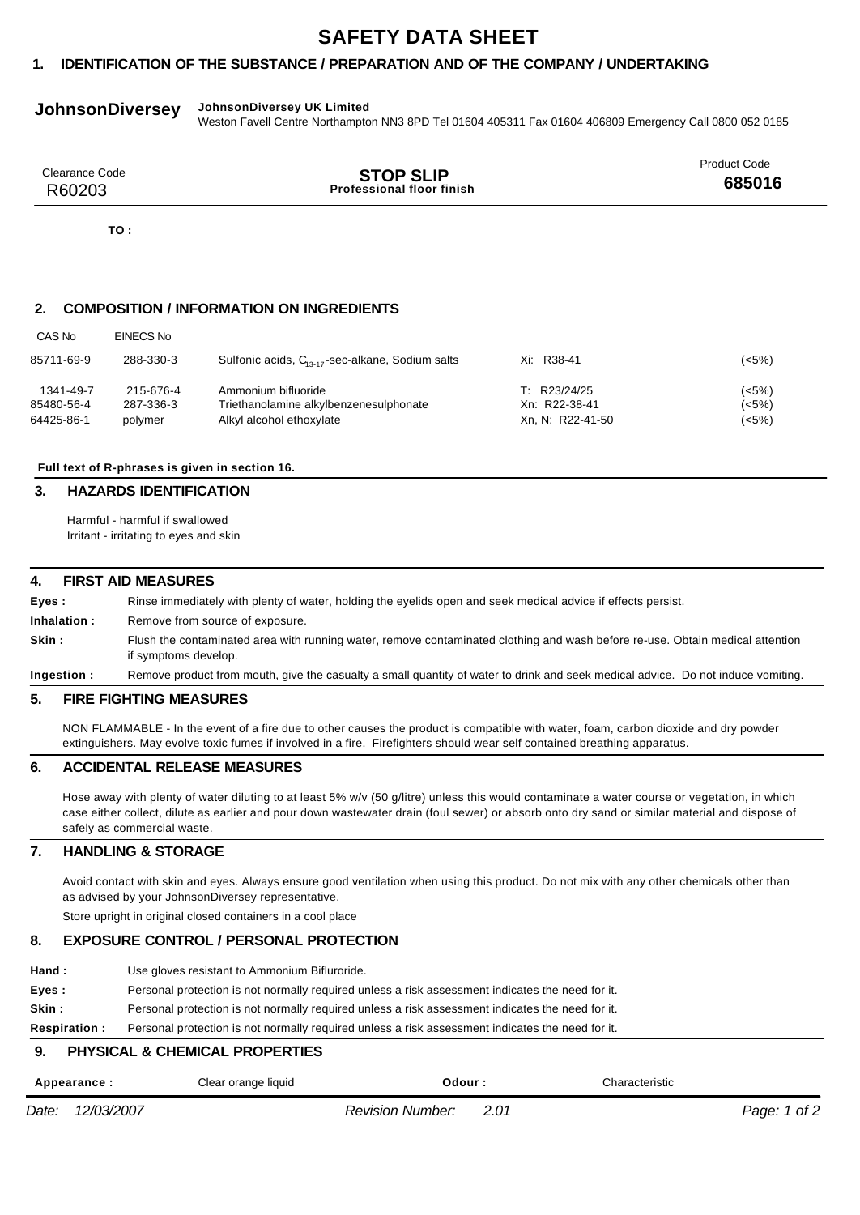# SAFETY DATA SHEET

## 1. IDENTIFICATION OF THE SUBSTANCE / PREPARATION AND OF THE COMPANY / UNDERTAKING

**JohnsonDiversey** **JohnsonDiversey UK Limited**
Weston Favell Centre Northampton NN3 8PD Tel 01604 405311 Fax 01604 406809 Emergency Call 0800 052 0185

| Clearance Code | | Product Code |
|---|---|---|
| R60203 | **STOP SLIP** **Professional floor finish** | **685016** |

**TO :**

## 2. COMPOSITION / INFORMATION ON INGREDIENTS

| CAS No | EINECS No | | | |
|---|---|---|---|---|
| 85711-69-9 | 288-330-3 | Sulfonic acids, $C_{13-17}$-sec-alkane, Sodium salts | Xi: R38-41 | (<5%) |
| 1341-49-7 | 215-676-4 | Ammonium bifluoride | T: R23/24/25 | (<5%) |
| 85480-56-4 | 287-336-3 | Triethanolamine alkylbenzenesulphonate | Xn: R22-38-41 | (<5%) |
| 64425-86-1 | polymer | Alkyl alcohol ethoxylate | Xn, N: R22-41-50 | (<5%) |

**Full text of R-phrases is given in section 16.**

## 3. HAZARDS IDENTIFICATION

Harmful - harmful if swallowed
Irritant - irritating to eyes and skin

## 4. FIRST AID MEASURES

**Eyes :** Rinse immediately with plenty of water, holding the eyelids open and seek medical advice if effects persist.

**Inhalation :** Remove from source of exposure.

**Skin :** Flush the contaminated area with running water, remove contaminated clothing and wash before re-use. Obtain medical attention if symptoms develop.

**Ingestion :** Remove product from mouth, give the casualty a small quantity of water to drink and seek medical advice. Do not induce vomiting.

## 5. FIRE FIGHTING MEASURES

NON FLAMMABLE - In the event of a fire due to other causes the product is compatible with water, foam, carbon dioxide and dry powder extinguishers. May evolve toxic fumes if involved in a fire. Firefighters should wear self contained breathing apparatus.

## 6. ACCIDENTAL RELEASE MEASURES

Hose away with plenty of water diluting to at least 5% w/v (50 g/litre) unless this would contaminate a water course or vegetation, in which case either collect, dilute as earlier and pour down wastewater drain (foul sewer) or absorb onto dry sand or similar material and dispose of safely as commercial waste.

## 7. HANDLING & STORAGE

Avoid contact with skin and eyes. Always ensure good ventilation when using this product. Do not mix with any other chemicals other than as advised by your JohnsonDiversey representative.

Store upright in original closed containers in a cool place

## 8. EXPOSURE CONTROL / PERSONAL PROTECTION

**Hand :** Use gloves resistant to Ammonium Bifluroride.

**Eyes :** Personal protection is not normally required unless a risk assessment indicates the need for it.

**Skin :** Personal protection is not normally required unless a risk assessment indicates the need for it.

**Respiration :** Personal protection is not normally required unless a risk assessment indicates the need for it.

## 9. PHYSICAL & CHEMICAL PROPERTIES

**Appearance :** Clear orange liquid **Odour :** Characteristic

*Date: 12/03/2007* *Revision Number: 2.01*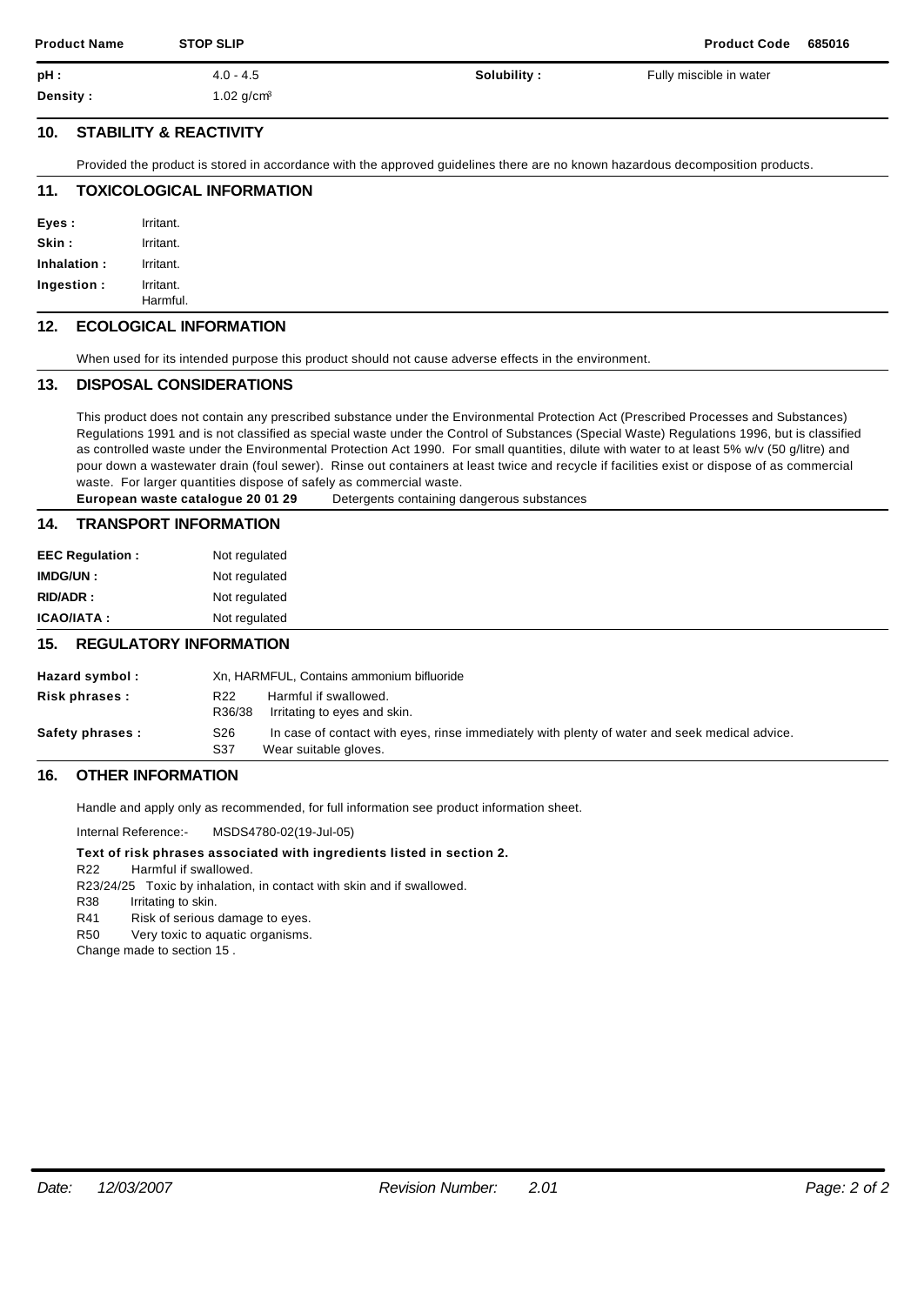| | | | |
|---|---|---|---|
| **pH :** | 4.0 - 4.5 | **Solubility :** | Fully miscible in water |
| **Density :** | 1.02 g/cm³ | | |

## 10. STABILITY & REACTIVITY

Provided the product is stored in accordance with the approved guidelines there are no known hazardous decomposition products.

## 11. TOXICOLOGICAL INFORMATION

| | |
|---|---|
| **Eyes :** | Irritant. |
| **Skin :** | Irritant. |
| **Inhalation :** | Irritant. |
| **Ingestion :** | Irritant.<br>Harmful. |

## 12. ECOLOGICAL INFORMATION

When used for its intended purpose this product should not cause adverse effects in the environment.

## 13. DISPOSAL CONSIDERATIONS

This product does not contain any prescribed substance under the Environmental Protection Act (Prescribed Processes and Substances) Regulations 1991 and is not classified as special waste under the Control of Substances (Special Waste) Regulations 1996, but is classified as controlled waste under the Environmental Protection Act 1990. For small quantities, dilute with water to at least 5% w/v (50 g/litre) and pour down a wastewater drain (foul sewer). Rinse out containers at least twice and recycle if facilities exist or dispose of as commercial waste. For larger quantities dispose of safely as commercial waste.

**European waste catalogue 20 01 29** Detergents containing dangerous substances

## 14. TRANSPORT INFORMATION

| | |
|---|---|
| **EEC Regulation :** | Not regulated |
| **IMDG/UN :** | Not regulated |
| **RID/ADR :** | Not regulated |
| **ICAO/IATA :** | Not regulated |

## 15. REGULATORY INFORMATION

| | | |
|---|---|---|
| **Hazard symbol :** | Xn, HARMFUL, Contains ammonium bifluoride | |
| **Risk phrases :** | R22 | Harmful if swallowed. |
| | R36/38 | Irritating to eyes and skin. |
| **Safety phrases :** | S26 | In case of contact with eyes, rinse immediately with plenty of water and seek medical advice. |
| | S37 | Wear suitable gloves. |

## 16. OTHER INFORMATION

Handle and apply only as recommended, for full information see product information sheet.

Internal Reference:- MSDS4780-02(19-Jul-05)

**Text of risk phrases associated with ingredients listed in section 2.**

R22 Harmful if swallowed.
R23/24/25 Toxic by inhalation, in contact with skin and if swallowed.
R38 Irritating to skin.
R41 Risk of serious damage to eyes.
R50 Very toxic to aquatic organisms.
Change made to section 15 .

*Date: 12/03/2007* *Revision Number: 2.01*